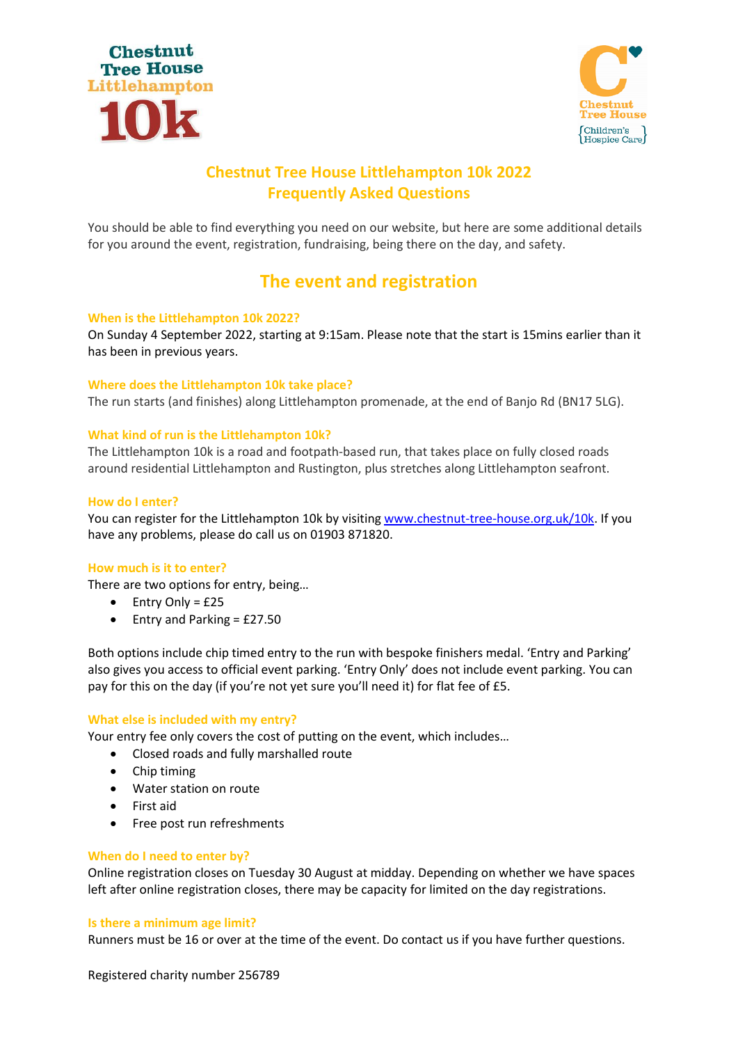# Chestnut Tree House Littlehampton 10k 2022
# Frequently Asked Questions

You should be able to find everything you need on our website, but here are some additional details for you around the event, registration, fundraising, being there on the day, and safety.

## The event and registration

### When is the Littlehampton 10k 2022?

On Sunday 4 September 2022, starting at 9:15am. Please note that the start is 15mins earlier than it has been in previous years.

### Where does the Littlehampton 10k take place?

The run starts (and finishes) along Littlehampton promenade, at the end of Banjo Rd (BN17 5LG).

### What kind of run is the Littlehampton 10k?

The Littlehampton 10k is a road and footpath-based run, that takes place on fully closed roads around residential Littlehampton and Rustington, plus stretches along Littlehampton seafront.

### How do I enter?

You can register for the Littlehampton 10k by visiting [www.chestnut-tree-house.org.uk/10k](www.chestnut-tree-house.org.uk/10k). If you have any problems, please do call us on 01903 871820.

### How much is it to enter?

There are two options for entry, being…

- Entry Only = £25
- Entry and Parking = £27.50

Both options include chip timed entry to the run with bespoke finishers medal. 'Entry and Parking' also gives you access to official event parking. 'Entry Only' does not include event parking. You can pay for this on the day (if you're not yet sure you'll need it) for flat fee of £5.

### What else is included with my entry?

Your entry fee only covers the cost of putting on the event, which includes…

- Closed roads and fully marshalled route
- Chip timing
- Water station on route
- First aid
- Free post run refreshments

### When do I need to enter by?

Online registration closes on Tuesday 30 August at midday. Depending on whether we have spaces left after online registration closes, there may be capacity for limited on the day registrations.

### Is there a minimum age limit?

Runners must be 16 or over at the time of the event. Do contact us if you have further questions.

Registered charity number 256789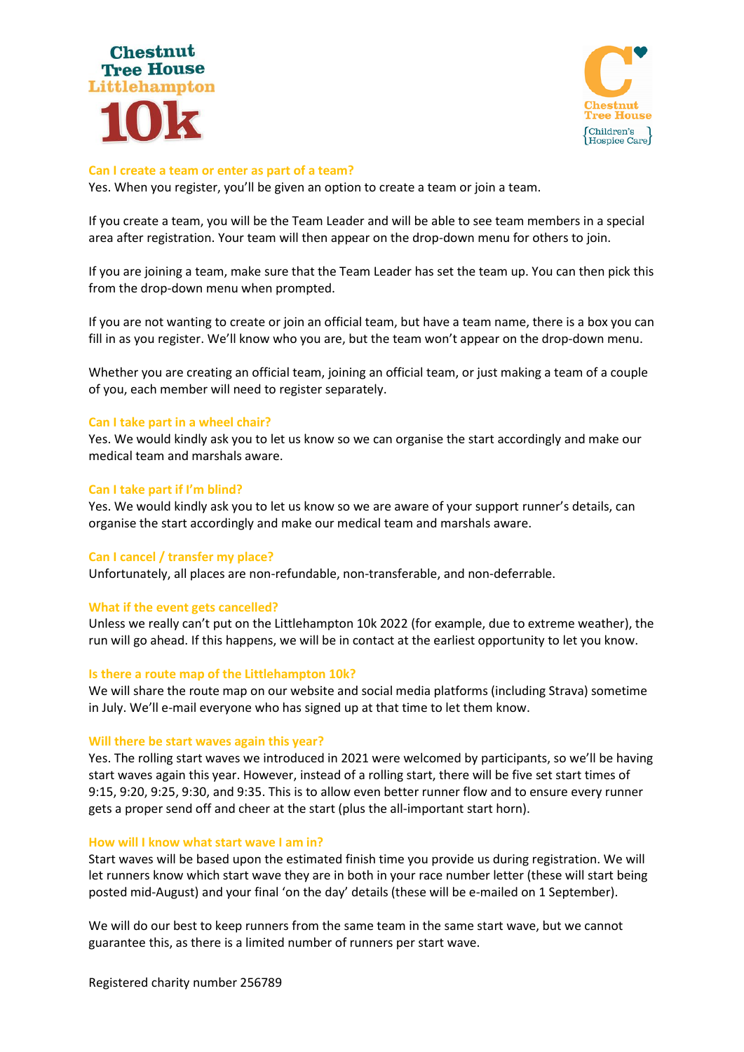### Can I create a team or enter as part of a team?

Yes. When you register, you'll be given an option to create a team or join a team.

If you create a team, you will be the Team Leader and will be able to see team members in a special area after registration. Your team will then appear on the drop-down menu for others to join.

If you are joining a team, make sure that the Team Leader has set the team up. You can then pick this from the drop-down menu when prompted.

If you are not wanting to create or join an official team, but have a team name, there is a box you can fill in as you register. We'll know who you are, but the team won't appear on the drop-down menu.

Whether you are creating an official team, joining an official team, or just making a team of a couple of you, each member will need to register separately.

### Can I take part in a wheel chair?

Yes. We would kindly ask you to let us know so we can organise the start accordingly and make our medical team and marshals aware.

### Can I take part if I'm blind?

Yes. We would kindly ask you to let us know so we are aware of your support runner's details, can organise the start accordingly and make our medical team and marshals aware.

### Can I cancel / transfer my place?

Unfortunately, all places are non-refundable, non-transferable, and non-deferrable.

### What if the event gets cancelled?

Unless we really can't put on the Littlehampton 10k 2022 (for example, due to extreme weather), the run will go ahead. If this happens, we will be in contact at the earliest opportunity to let you know.

### Is there a route map of the Littlehampton 10k?

We will share the route map on our website and social media platforms (including Strava) sometime in July. We'll e-mail everyone who has signed up at that time to let them know.

### Will there be start waves again this year?

Yes. The rolling start waves we introduced in 2021 were welcomed by participants, so we'll be having start waves again this year. However, instead of a rolling start, there will be five set start times of 9:15, 9:20, 9:25, 9:30, and 9:35. This is to allow even better runner flow and to ensure every runner gets a proper send off and cheer at the start (plus the all-important start horn).

### How will I know what start wave I am in?

Start waves will be based upon the estimated finish time you provide us during registration. We will let runners know which start wave they are in both in your race number letter (these will start being posted mid-August) and your final 'on the day' details (these will be e-mailed on 1 September).

We will do our best to keep runners from the same team in the same start wave, but we cannot guarantee this, as there is a limited number of runners per start wave.

Registered charity number 256789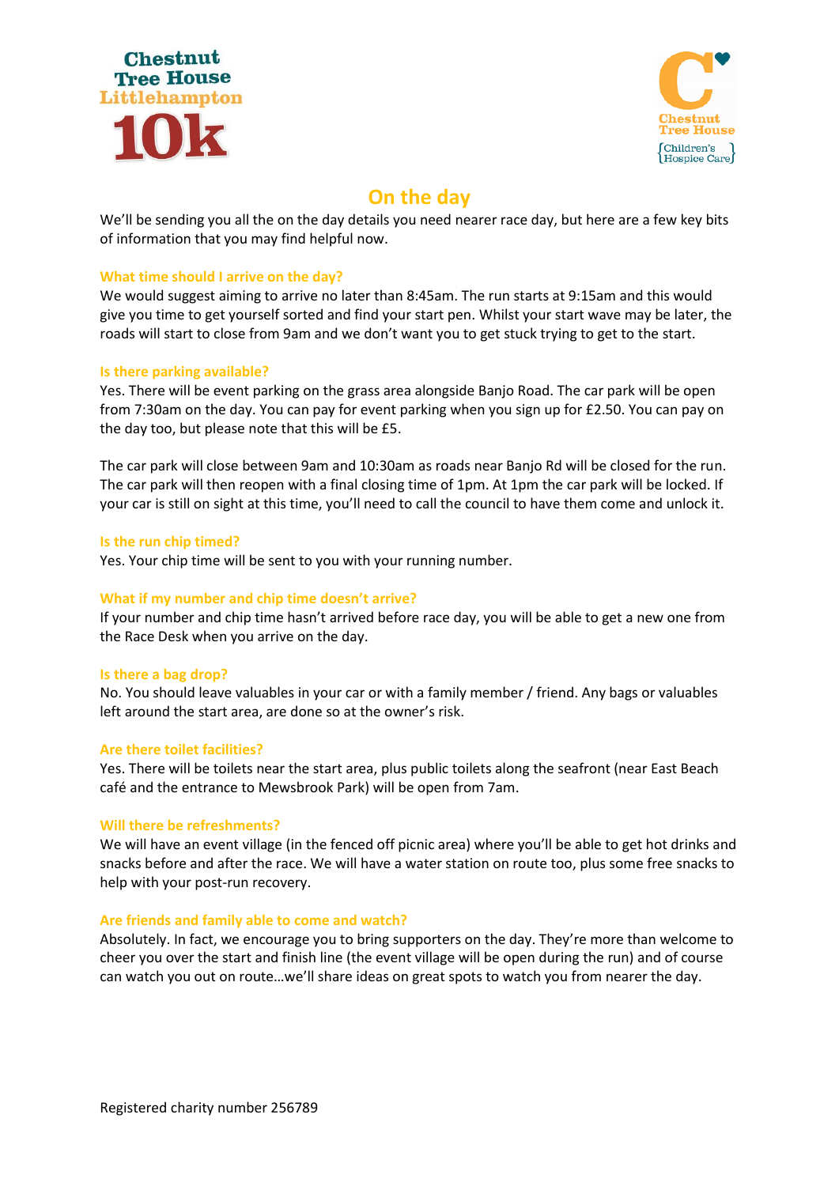Chestnut Tree House Littlehampton 10k

Chestnut Tree House {Children's Hospice Care}

# On the day

We'll be sending you all the on the day details you need nearer race day, but here are a few key bits of information that you may find helpful now.

### What time should I arrive on the day?

We would suggest aiming to arrive no later than 8:45am. The run starts at 9:15am and this would give you time to get yourself sorted and find your start pen. Whilst your start wave may be later, the roads will start to close from 9am and we don't want you to get stuck trying to get to the start.

### Is there parking available?

Yes. There will be event parking on the grass area alongside Banjo Road. The car park will be open from 7:30am on the day. You can pay for event parking when you sign up for £2.50. You can pay on the day too, but please note that this will be £5.

The car park will close between 9am and 10:30am as roads near Banjo Rd will be closed for the run. The car park will then reopen with a final closing time of 1pm. At 1pm the car park will be locked. If your car is still on sight at this time, you'll need to call the council to have them come and unlock it.

### Is the run chip timed?

Yes. Your chip time will be sent to you with your running number.

### What if my number and chip time doesn't arrive?

If your number and chip time hasn't arrived before race day, you will be able to get a new one from the Race Desk when you arrive on the day.

### Is there a bag drop?

No. You should leave valuables in your car or with a family member / friend. Any bags or valuables left around the start area, are done so at the owner's risk.

### Are there toilet facilities?

Yes. There will be toilets near the start area, plus public toilets along the seafront (near East Beach café and the entrance to Mewsbrook Park) will be open from 7am.

### Will there be refreshments?

We will have an event village (in the fenced off picnic area) where you'll be able to get hot drinks and snacks before and after the race. We will have a water station on route too, plus some free snacks to help with your post-run recovery.

### Are friends and family able to come and watch?

Absolutely. In fact, we encourage you to bring supporters on the day. They're more than welcome to cheer you over the start and finish line (the event village will be open during the run) and of course can watch you out on route…we'll share ideas on great spots to watch you from nearer the day.

Registered charity number 256789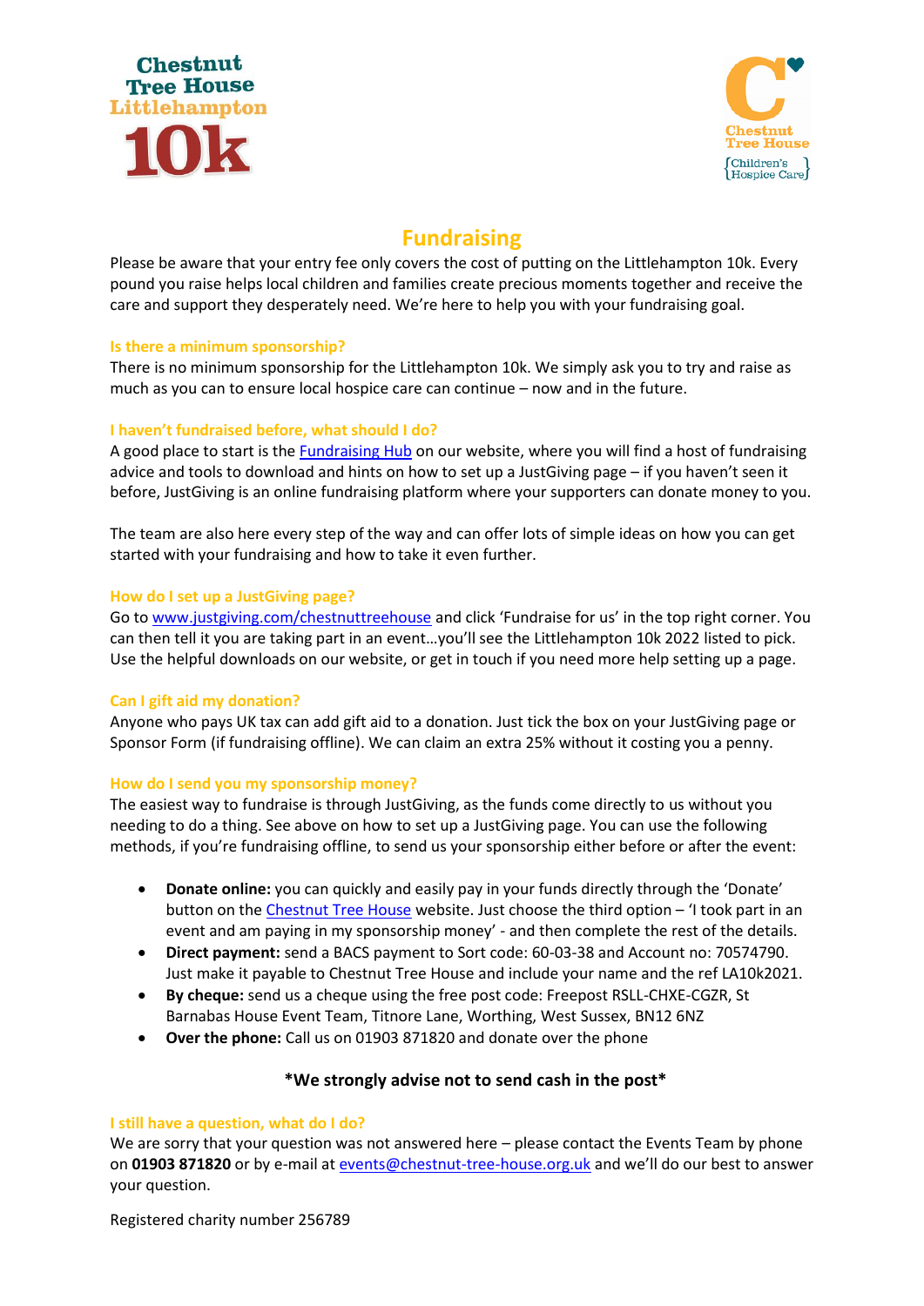Chestnut Tree House Littlehampton 10k

Chestnut Tree House
Children's Hospice Care

# Fundraising

Please be aware that your entry fee only covers the cost of putting on the Littlehampton 10k. Every pound you raise helps local children and families create precious moments together and receive the care and support they desperately need. We're here to help you with your fundraising goal.

### Is there a minimum sponsorship?

There is no minimum sponsorship for the Littlehampton 10k. We simply ask you to try and raise as much as you can to ensure local hospice care can continue – now and in the future.

### I haven't fundraised before, what should I do?

A good place to start is the Fundraising Hub on our website, where you will find a host of fundraising advice and tools to download and hints on how to set up a JustGiving page – if you haven't seen it before, JustGiving is an online fundraising platform where your supporters can donate money to you.

The team are also here every step of the way and can offer lots of simple ideas on how you can get started with your fundraising and how to take it even further.

### How do I set up a JustGiving page?

Go to www.justgiving.com/chestnuttreehouse and click 'Fundraise for us' in the top right corner. You can then tell it you are taking part in an event…you'll see the Littlehampton 10k 2022 listed to pick. Use the helpful downloads on our website, or get in touch if you need more help setting up a page.

### Can I gift aid my donation?

Anyone who pays UK tax can add gift aid to a donation. Just tick the box on your JustGiving page or Sponsor Form (if fundraising offline). We can claim an extra 25% without it costing you a penny.

### How do I send you my sponsorship money?

The easiest way to fundraise is through JustGiving, as the funds come directly to us without you needing to do a thing. See above on how to set up a JustGiving page. You can use the following methods, if you're fundraising offline, to send us your sponsorship either before or after the event:

- **Donate online:** you can quickly and easily pay in your funds directly through the 'Donate' button on the Chestnut Tree House website. Just choose the third option – 'I took part in an event and am paying in my sponsorship money' - and then complete the rest of the details.
- **Direct payment:** send a BACS payment to Sort code: 60-03-38 and Account no: 70574790. Just make it payable to Chestnut Tree House and include your name and the ref LA10k2021.
- **By cheque:** send us a cheque using the free post code: Freepost RSLL-CHXE-CGZR, St Barnabas House Event Team, Titnore Lane, Worthing, West Sussex, BN12 6NZ
- **Over the phone:** Call us on 01903 871820 and donate over the phone

**\*We strongly advise not to send cash in the post\***

### I still have a question, what do I do?

We are sorry that your question was not answered here – please contact the Events Team by phone on **01903 871820** or by e-mail at events@chestnut-tree-house.org.uk and we'll do our best to answer your question.

Registered charity number 256789